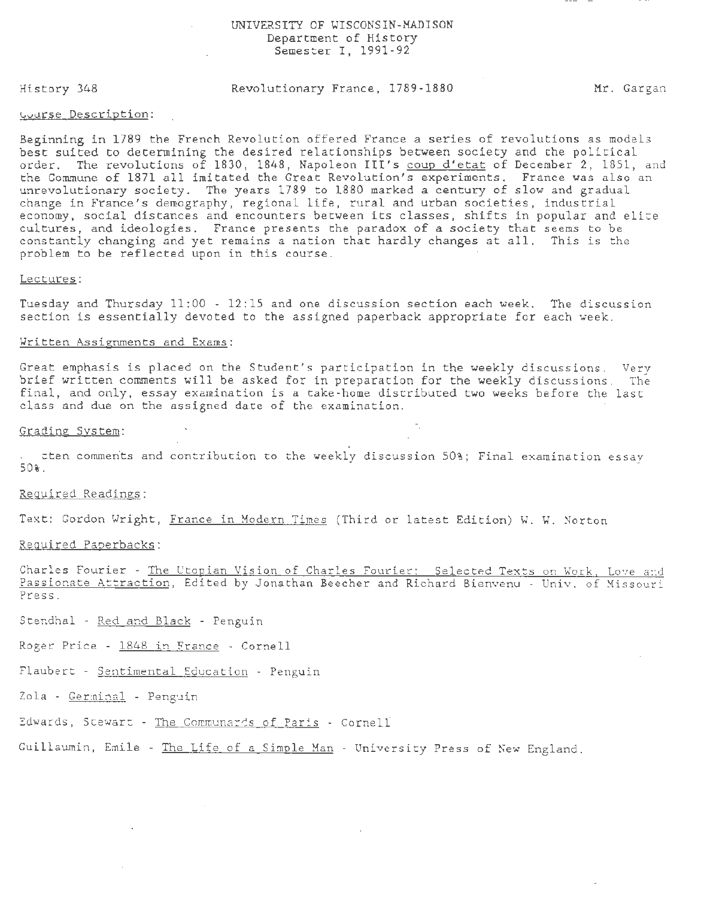UNIVERSITY OF WISCONSIN-MADISON
Department of History
Semester I, 1991-92

History 348 — Revolutionary France, 1789-1880 — Mr. Gargan

Course Description:

Beginning in 1789 the French Revolution offered France a series of revolutions as models best suited to determining the desired relationships between society and the political order. The revolutions of 1830, 1848, Napoleon III's coup d'etat of December 2, 1851, and the Commune of 1871 all imitated the Great Revolution's experiments. France was also an unrevolutionary society. The years 1789 to 1880 marked a century of slow and gradual change in France's demography, regional life, rural and urban societies, industrial economy, social distances and encounters between its classes, shifts in popular and elite cultures, and ideologies. France presents the paradox of a society that seems to be constantly changing and yet remains a nation that hardly changes at all. This is the problem to be reflected upon in this course.

Lectures:

Tuesday and Thursday 11:00 - 12:15 and one discussion section each week. The discussion section is essentially devoted to the assigned paperback appropriate for each week.

Written Assignments and Exams:

Great emphasis is placed on the Student's participation in the weekly discussions. Very brief written comments will be asked for in preparation for the weekly discussions. The final, and only, essay examination is a take-home distributed two weeks before the last class and due on the assigned date of the examination.

Grading System:

...tten comments and contribution to the weekly discussion 50%; Final examination essay 50%.

Required Readings:

Text: Gordon Wright, France in Modern Times (Third or latest Edition) W. W. Norton

Required Paperbacks:

Charles Fourier - The Utopian Vision of Charles Fourier: Selected Texts on Work, Love and Passionate Attraction, Edited by Jonathan Beecher and Richard Bienvenu - Univ. of Missouri Press.

Stendhal - Red and Black - Penguin

Roger Price - 1848 in France - Cornell

Flaubert - Sentimental Education - Penguin

Zola - Germinal - Penguin

Edwards, Stewart - The Communards of Paris - Cornell

Guillaumin, Emile - The Life of a Simple Man - University Press of New England.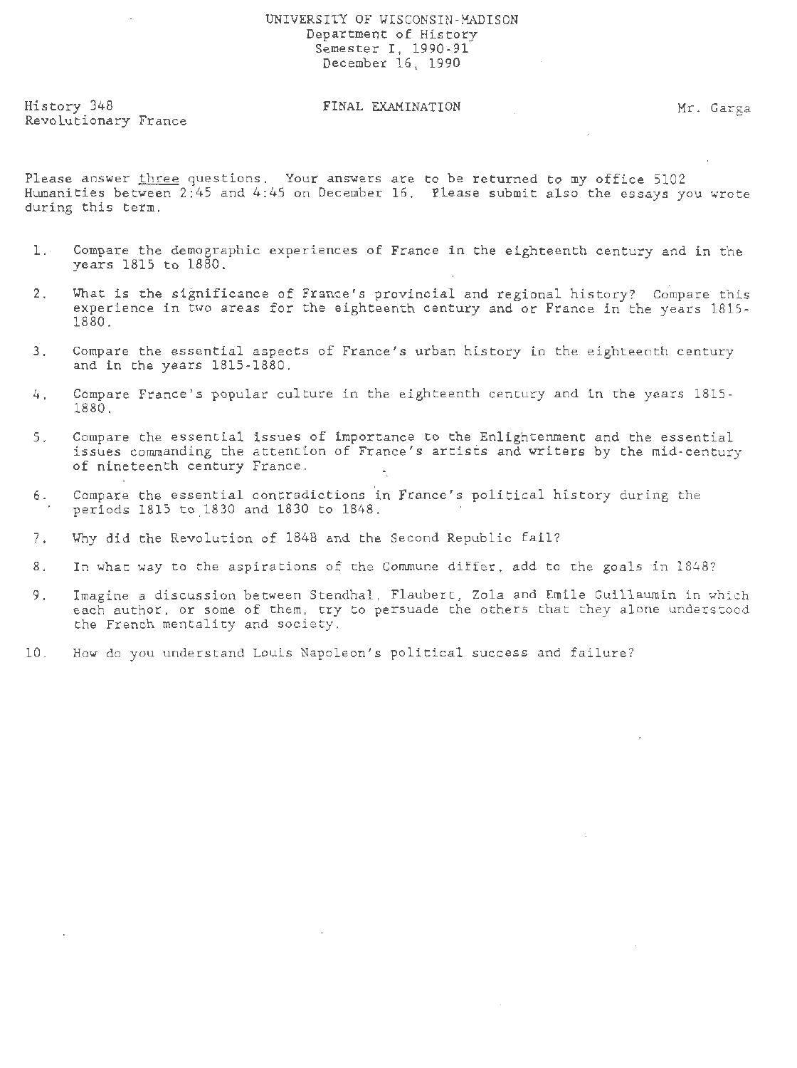UNIVERSITY OF WISCONSIN-MADISON
Department of History
Semester I, 1990-91
December 16, 1990

History 348
Revolutionary France

FINAL EXAMINATION

Mr. Garga

Please answer three questions. Your answers are to be returned to my office 5102 Humanities between 2:45 and 4:45 on December 16. Please submit also the essays you wrote during this term.

1. Compare the demographic experiences of France in the eighteenth century and in the years 1815 to 1880.

2. What is the significance of France's provincial and regional history? Compare this experience in two areas for the eighteenth century and or France in the years 1815-1880.

3. Compare the essential aspects of France's urban history in the eighteenth century and in the years 1815-1880.

4. Compare France's popular culture in the eighteenth century and in the years 1815-1880.

5. Compare the essential issues of importance to the Enlightenment and the essential issues commanding the attention of France's artists and writers by the mid-century of nineteenth century France.

6. Compare the essential contradictions in France's political history during the periods 1815 to 1830 and 1830 to 1848.

7. Why did the Revolution of 1848 and the Second Republic fail?

8. In what way to the aspirations of the Commune differ, add to the goals in 1848?

9. Imagine a discussion between Stendhal, Flaubert, Zola and Emile Guillaumin in which each author, or some of them, try to persuade the others that they alone understood the French mentality and society.

10. How do you understand Louis Napoleon's political success and failure?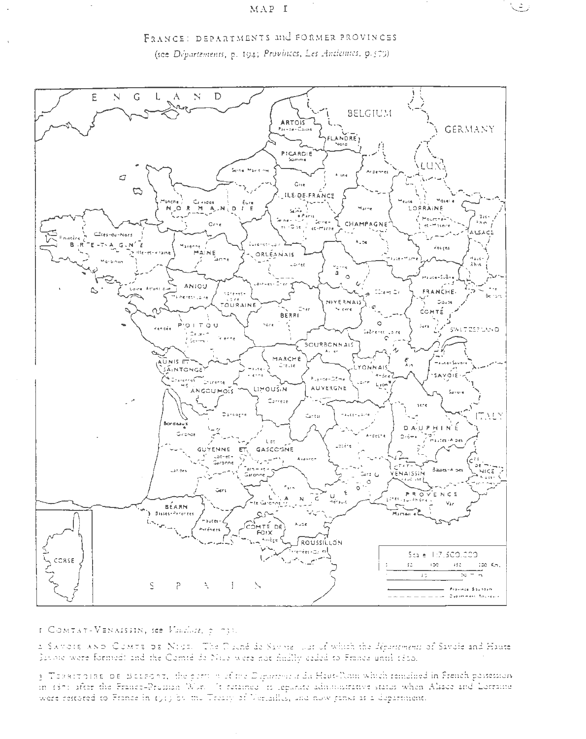MAP I

FRANCE: DEPARTMENTS and FORMER PROVINCES

(see *Départements*, p. 194; *Provinces, Les Anciennes*, p. 579)

1 COMTAT-VENAISSIN, see *Vaucluse*, p. 735.

2 SAVOIE AND COMTÉ DE NICE. The Duché de Savoie (out of which the *Départements* of Savoie and Haute Savoie were formed) and the Comté de Nice were not finally ceded to France until 1860.

3 TERRITOIRE DE BELFORT, the portion of the *Département* du Haut-Rhin which remained in French possession in 1871 after the Franco-Prussian War. It retained its separate administrative status when Alsace and Lorraine were restored to France in 1919 by the Treaty of Versailles, and now ranks as a department.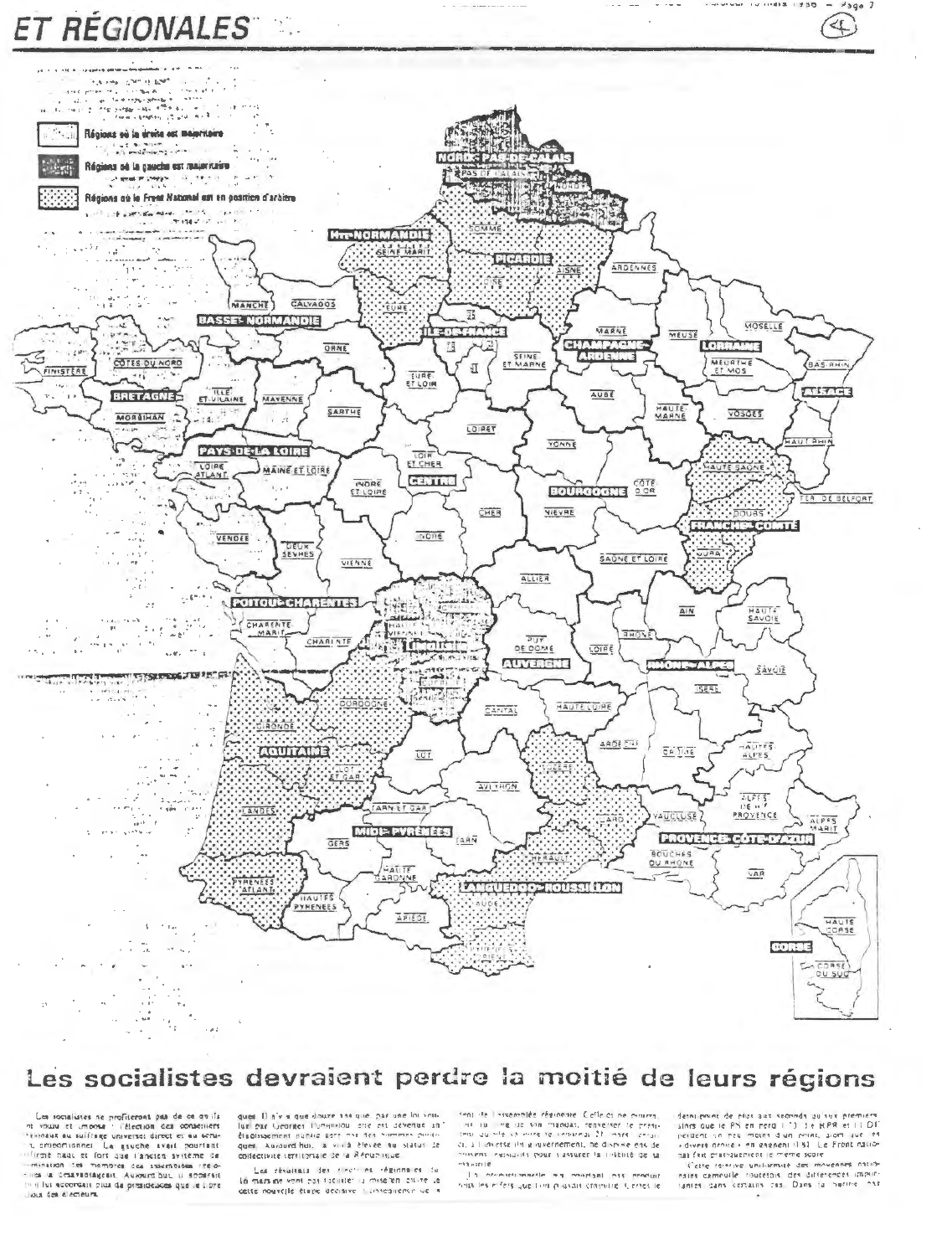# ET RÉGIONALES

Régions où la droite est majoritaire

Régions où la gauche est majoritaire

Régions où le Front National est en position d'arbitre

NORD-PAS-DE-CALAIS

PAS-DE-CALAIS

NORD

SOMME

HTE-NORMANDIE

SEINE MARIT.

PICARDIE

AISNE

OISE

ARDENNES

MANCHE

CALVADOS

EURE

ILE-DE-FRANCE

MARNE

MEUSE

MOSELLE

BASSE-NORMANDIE

CHAMPAGNE-ARDENNE

LORRAINE

FINISTÈRE

CÔTES DU NORD

ORNE

SEINE ET MARNE

MEURTHE ET MOS.

BAS-RHIN

BRETAGNE

ILLE ET VILAINE

MAYENNE

SARTHE

EURE ET LOIR

AUBE

HAUTE MARNE

VOSGES

ALSACE

MORBIHAN

LOIRET

YONNE

HAUT-RHIN

PAYS-DE-LA LOIRE

LOIR ET CHER

LOIRE ATLANT.

MAINE ET LOIRE

INDRE ET LOIRE

CENTRE

BOURGOGNE

CÔTE D'OR

HAUTE SAÔNE

TER. DE BELFORT

DOUBS

FRANCHE-COMTÉ

JURA

VENDÉE

DEUX SÈVRES

VIENNE

CHER

NIÈVRE

INDRE

SAÔNE ET LOIRE

ALLIER

POITOU-CHARENTES

HAUTE VIENNE

LIMOUSIN

AIN

HAUTE SAVOIE

CHARENTE MARIT.

CHARENTE

PUY DE DÔME

LOIRE

RHÔNE

AUVERGNE

RHÔNE-ALPES

SAVOIE

CORRÈZE

DORDOGNE

CANTAL

HAUTE LOIRE

ISÈRE

GIRONDE

ARDÈCHE

DRÔME

HAUTES ALPES

AQUITAINE

LOT ET GAR.

LOT

LOZÈRE

AVEYRON

ALPES DE HTE PROVENCE

LANDES

TARN ET GAR.

GARD

VAUCLUSE

ALPES MARIT.

MIDI-PYRÉNÉES

PROVENCE-CÔTE-D'AZUR

GERS

TARN

HÉRAULT

BOUCHES DU RHÔNE

PYRÉNÉES ATLANT.

HAUTE GARONNE

LANGUEDOC-ROUSSILLON

VAR

HAUTES PYRÉNÉES

ARIÈGE

AUDE

PYRÉNÉES ORIENT.

HAUTE CORSE

CORSE DU SUD

CORSE

## Les socialistes devraient perdre la moitié de leurs régions

Les socialistes ne profiteront pas de ce qu'ils ont voulu et imposé : l'élection des conseillers régionaux au suffrage universel direct et au scrutin proportionnel. La gauche avait pourtant affirmé haut et fort que l'ancien système de désignation des membres des assemblées régionales la désavantageait. Aujourd'hui, il apparaît qu'il lui accordait plus de présidences que le libre choix des électeurs.

Quel... Il n'y a que douze ans que, par une loi voulue par Georges Pompidou, elle est devenue un établissement public géré par des hommes politiques. Aujourd'hui, la voilà élevée au statut de collectivité territoriale de la République.

Les résultats des élections régionales de ... mars vont par ... la mise en œuvre de cette nouvelle étape décisive ... de ...

... de l'assemblée régionale. Celle-ci ne pourra, ... de son mandat, renverser le président qu'elle va élire le ... 21 mars ... à l'inverse du gouvernement, ne dispose pas de moyens ... pour assurer la stabilité de sa majorité.

... les effets que l'on pouvait craindre. Certes le ...

... de élus aux seconds ... alors que le PS en perd ... Le RPR et l'UDF ... un peu moins d'un point, alors que ... divers droite en gagnent ... Le Front national fait pratiquement le même score.

Cette relative uniformité des mouvements nationaux camoufle toutefois des différences importantes dans certains cas. Dans la ...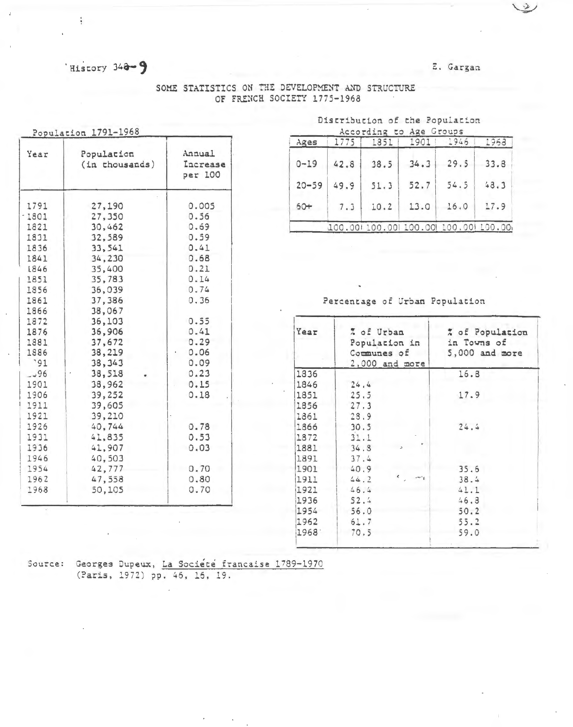History 348-9

E. Gargan

## SOME STATISTICS ON THE DEVELOPMENT AND STRUCTURE OF FRENCH SOCIETY 1775-1968

### Population 1791-1968

| Year | Population (in thousands) | Annual Increase per 100 |
|---|---|---|
| 1791 | 27,190 | 0.005 |
| 1801 | 27,350 | 0.36 |
| 1821 | 30,462 | 0.69 |
| 1831 | 32,589 | 0.59 |
| 1836 | 33,541 | 0.41 |
| 1841 | 34,230 | 0.68 |
| 1846 | 35,400 | 0.21 |
| 1851 | 35,783 | 0.14 |
| 1856 | 36,039 | 0.74 |
| 1861 | 37,386 | 0.36 |
| 1866 | 38,067 | |
| 1872 | 36,103 | 0.55 |
| 1876 | 36,906 | 0.41 |
| 1881 | 37,672 | 0.29 |
| 1886 | 38,219 | 0.06 |
| 1891 | 38,343 | 0.09 |
| 1896 | 38,518 | 0.23 |
| 1901 | 38,962 | 0.15 |
| 1906 | 39,252 | 0.18 |
| 1911 | 39,605 | |
| 1921 | 39,210 | |
| 1926 | 40,744 | 0.78 |
| 1931 | 41,835 | 0.53 |
| 1936 | 41,907 | 0.03 |
| 1946 | 40,503 | |
| 1954 | 42,777 | 0.70 |
| 1962 | 47,558 | 0.80 |
| 1968 | 50,105 | 0.70 |

### Distribution of the Population According to Age Groups

| Ages | 1775 | 1851 | 1901 | 1946 | 1968 |
|---|---|---|---|---|---|
| 0-19 | 42.8 | 38.5 | 34.3 | 29.5 | 33.8 |
| 20-59 | 49.9 | 51.3 | 52.7 | 54.5 | 48.3 |
| 60+ | 7.3 | 10.2 | 13.0 | 16.0 | 17.9 |
| | 100.00 | 100.00 | 100.00 | 100.00 | 100.00 |

### Percentage of Urban Population

| Year | % of Urban Population in Communes of 2,000 and more | % of Population in Towns of 5,000 and more |
|---|---|---|
| 1836 | | 16.8 |
| 1846 | 24.4 | |
| 1851 | 25.5 | 17.9 |
| 1856 | 27.3 | |
| 1861 | 28.9 | |
| 1866 | 30.5 | 24.4 |
| 1872 | 31.1 | |
| 1881 | 34.8 | |
| 1891 | 37.4 | |
| 1901 | 40.9 | 35.6 |
| 1911 | 44.2 | 38.4 |
| 1921 | 46.4 | 41.1 |
| 1936 | 52.4 | 46.8 |
| 1954 | 56.0 | 50.2 |
| 1962 | 61.7 | 55.2 |
| 1968 | 70.5 | 59.0 |

Source: Georges Dupeux, La Société francaise 1789-1970 (Paris, 1972) pp. 46, 16, 19.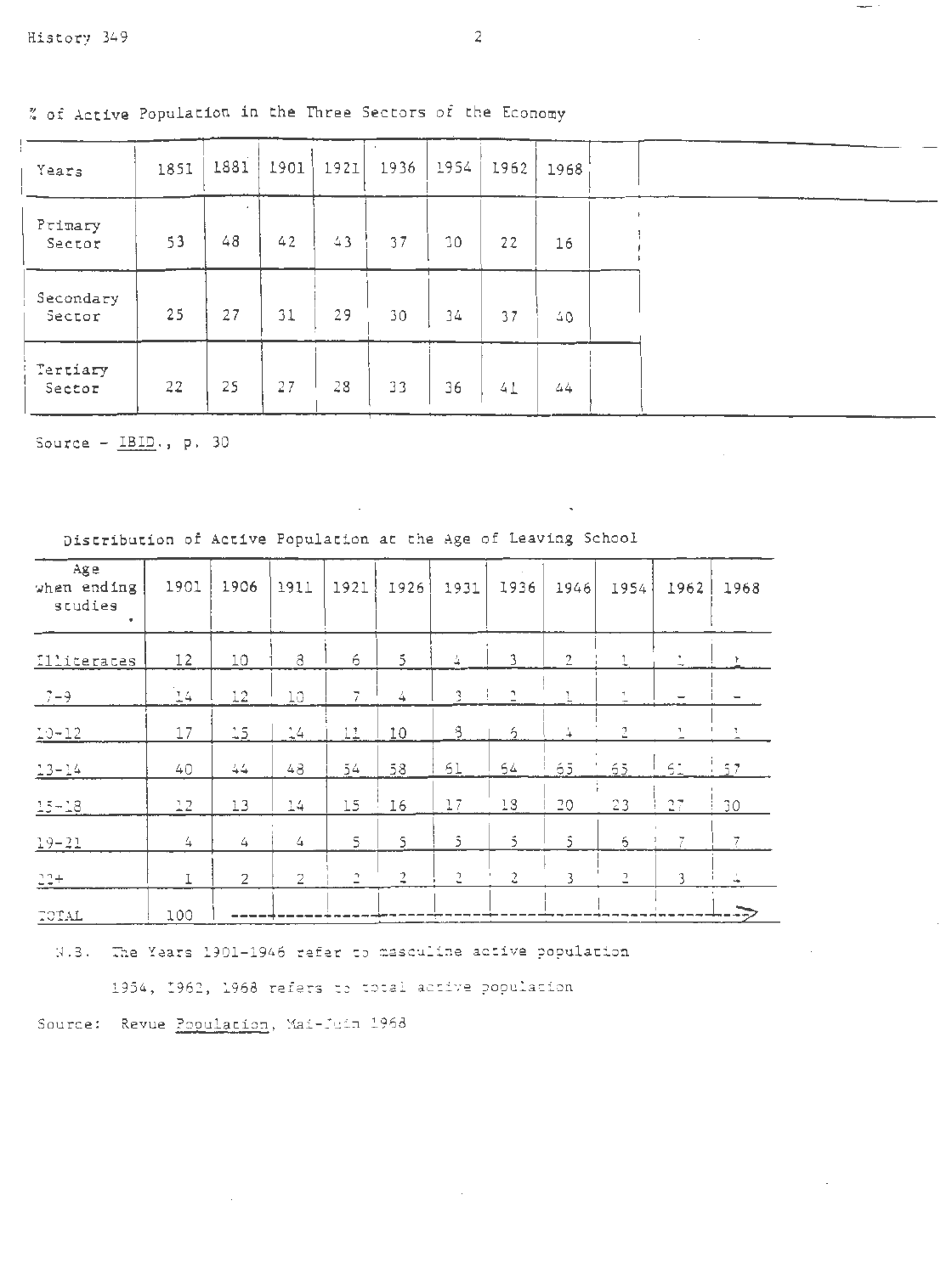% of Active Population in the Three Sectors of the Economy

| Years | 1851 | 1881 | 1901 | 1921 | 1936 | 1954 | 1962 | 1968 |
|---|---|---|---|---|---|---|---|---|
| Primary Sector | 53 | 48 | 42 | 43 | 37 | 30 | 22 | 16 |
| Secondary Sector | 25 | 27 | 31 | 29 | 30 | 34 | 37 | 40 |
| Tertiary Sector | 22 | 25 | 27 | 28 | 33 | 36 | 41 | 44 |

Source - IBID., p. 30

Distribution of Active Population at the Age of Leaving School

| Age when ending studies | 1901 | 1906 | 1911 | 1921 | 1926 | 1931 | 1936 | 1946 | 1954 | 1962 | 1968 |
|---|---|---|---|---|---|---|---|---|---|---|---|
| Illiterates | 12 | 10 | 8 | 6 | 5 | 4 | 3 | 2 | 1 | 1 | 1 |
| 7-9 | 14 | 12 | 10 | 7 | 4 | 3 | 2 | 1 | 1 | - | - |
| 10-12 | 17 | 15 | 14 | 11 | 10 | 8 | 6 | 4 | 2 | 1 | 1 |
| 13-14 | 40 | 44 | 48 | 54 | 58 | 61 | 64 | 65 | 65 | 61 | 57 |
| 15-18 | 12 | 13 | 14 | 15 | 16 | 17 | 18 | 20 | 23 | 27 | 30 |
| 19-21 | 4 | 4 | 4 | 5 | 5 | 5 | 5 | 5 | 6 | 7 | 7 |
| 22+ | 1 | 2 | 2 | 2 | 2 | 2 | 2 | 3 | 2 | 3 | 4 |
| TOTAL | 100 | | | | | | | | | | → |

N.B. The Years 1901-1946 refer to masculine active population

1954, 1962, 1968 refers to total active population

Source: Revue Population, Mai-Juin 1968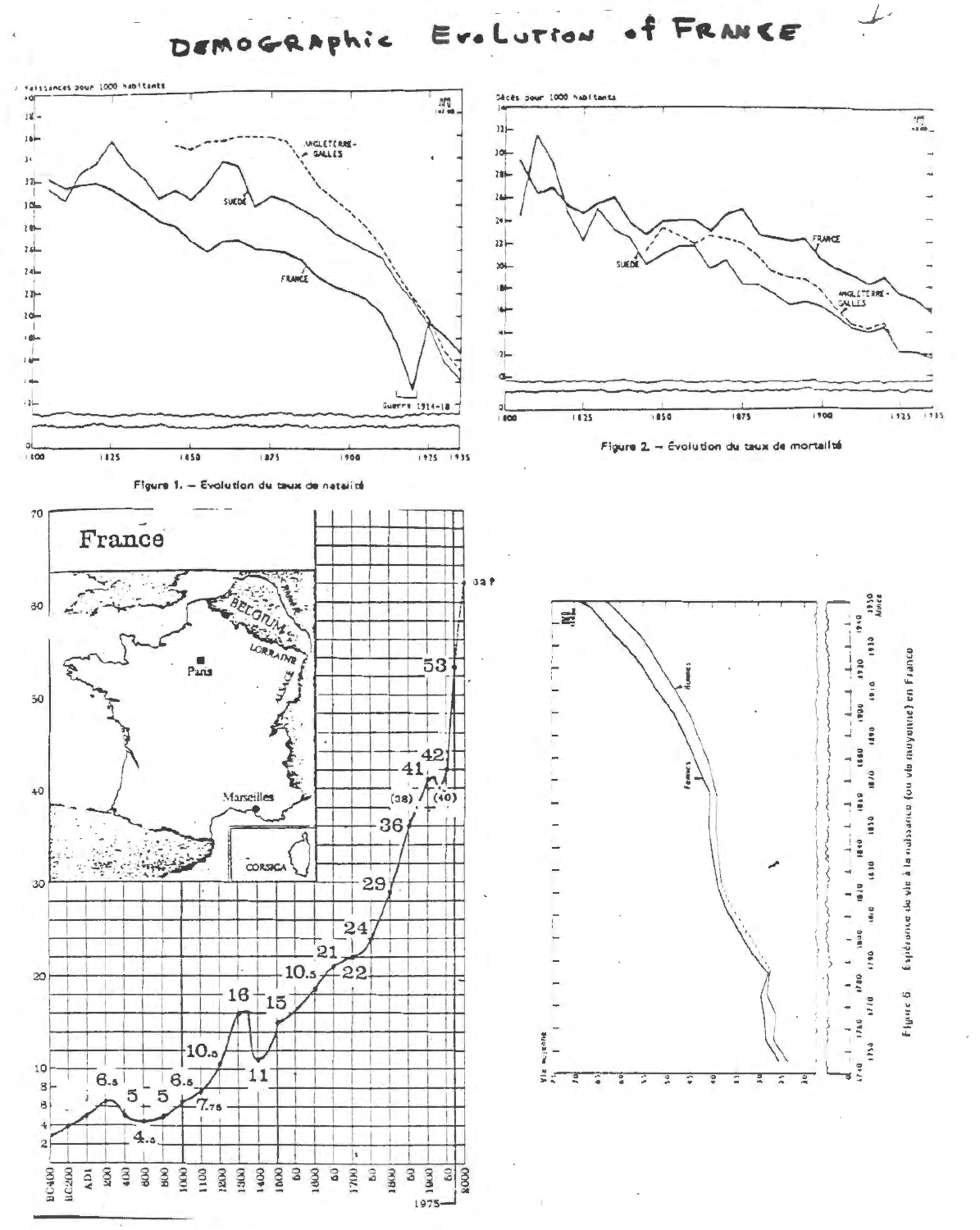# DEMOGRAPHIC EVOLUTION of FRANCE

Naissances pour 1000 habitants

ANGLETERRE-GALLES

SUÈDE

FRANCE

Guerre 1914-18

1800 1825 1850 1875 1900 1925 1935

Figure 1. – Évolution du taux de natalité

Décès pour 1000 habitants

FRANCE

SUÈDE

ANGLETERRE-GALLES

1800 1825 1850 1875 1900 1925 1935

Figure 2. – Évolution du taux de mortalité

France

BELGIUM

LORRAINE

ALSACE

Paris

Marseilles

CORSICA

70 60 50 40 30 20 10 8 6 4 2

2.5 6.5 5 4.5 5 6.5 7.75 10.5 16 11 15 10.5 21 22 24 29 36 (38) 41 42 (40) 53 62?

BC400 BC200 AD1 200 400 600 800 1000 1100 1200 1300 1400 1500 1600 50 1700 50 1800 50 1900 50 2000

1975

Hommes

Femmes

Vie moyenne

1740 1750 1760 1770 1780 1790 1800 1810 1820 1830 1840 1850 1860 1870 1880 1890 1900 1910 1920 1930 1940 1950 Année

Figure 6 Espérance de vie à la naissance (ou vie moyenne) en France